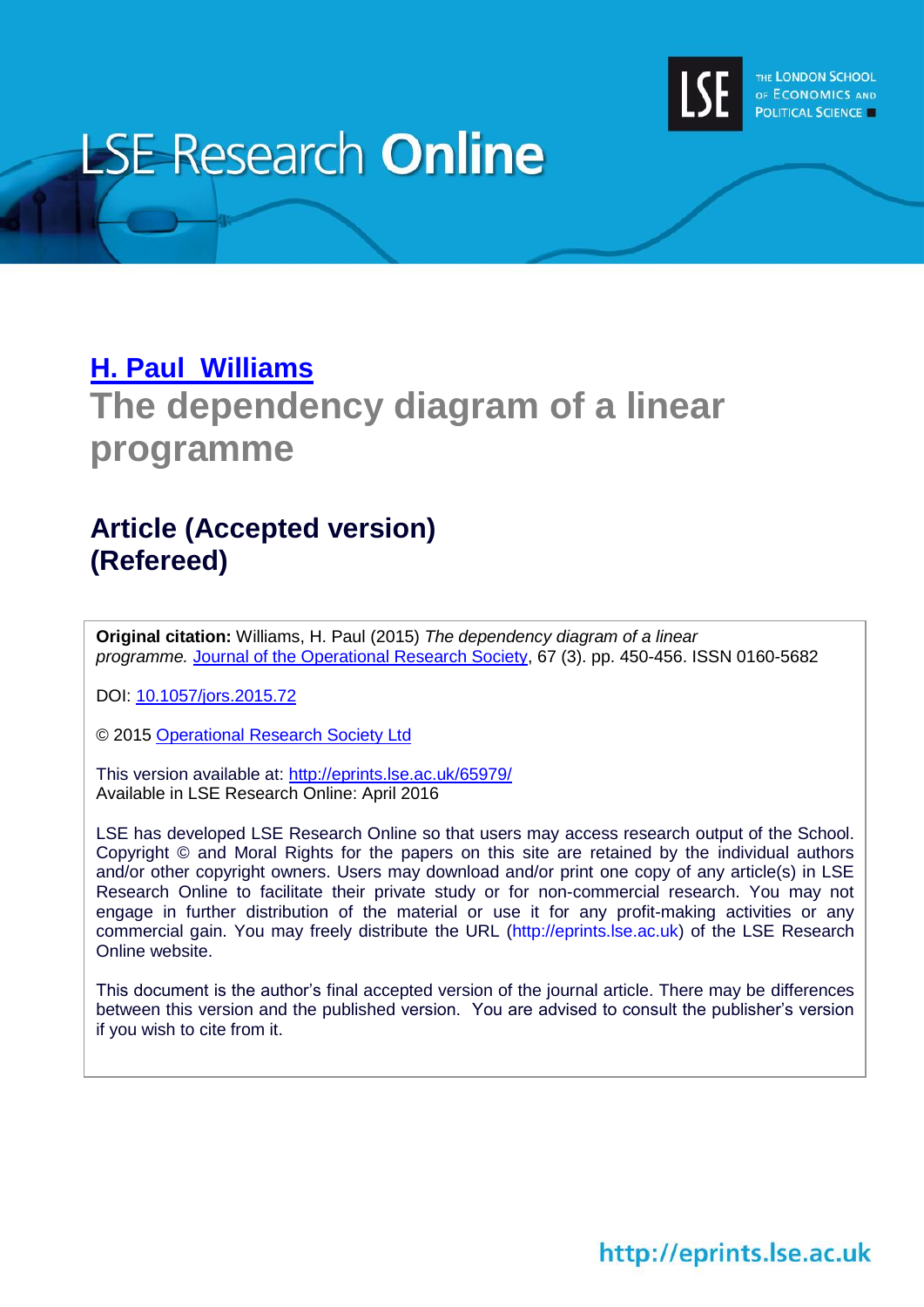# LSE Research Online

## H. Paul Williams

# The dependency diagram of a linear programme

## Article (Accepted version) (Refereed)

**Original citation:** Williams, H. Paul (2015) *The dependency diagram of a linear programme.* Journal of the Operational Research Society, 67 (3). pp. 450-456. ISSN 0160-5682

DOI: 10.1057/jors.2015.72

© 2015 Operational Research Society Ltd

This version available at: http://eprints.lse.ac.uk/65979/
Available in LSE Research Online: April 2016

LSE has developed LSE Research Online so that users may access research output of the School. Copyright © and Moral Rights for the papers on this site are retained by the individual authors and/or other copyright owners. Users may download and/or print one copy of any article(s) in LSE Research Online to facilitate their private study or for non-commercial research. You may not engage in further distribution of the material or use it for any profit-making activities or any commercial gain. You may freely distribute the URL (http://eprints.lse.ac.uk) of the LSE Research Online website.

This document is the author's final accepted version of the journal article. There may be differences between this version and the published version. You are advised to consult the publisher's version if you wish to cite from it.

http://eprints.lse.ac.uk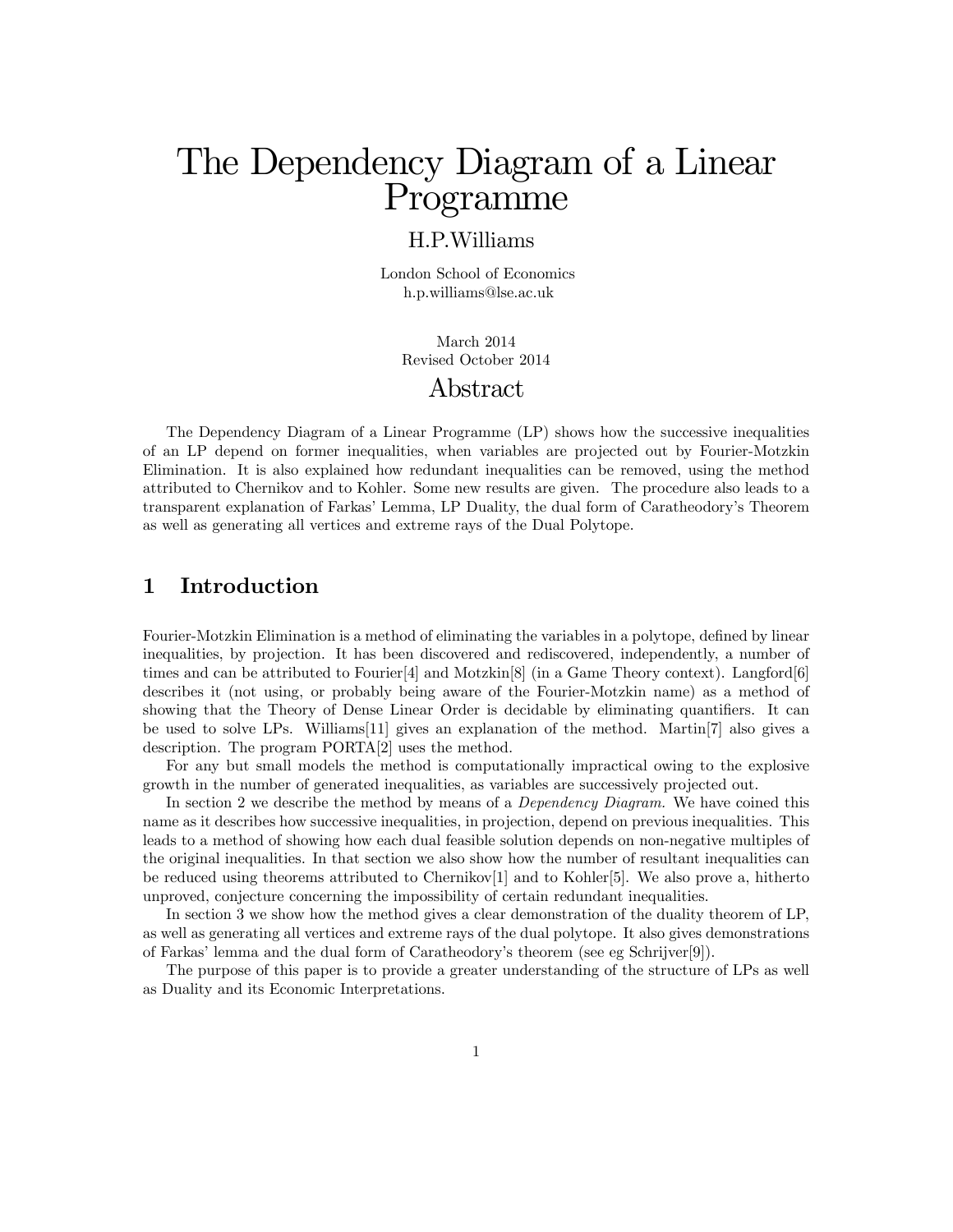# The Dependency Diagram of a Linear Programme

H.P.Williams

London School of Economics
h.p.williams@lse.ac.uk

March 2014
Revised October 2014

## Abstract

The Dependency Diagram of a Linear Programme (LP) shows how the successive inequalities of an LP depend on former inequalities, when variables are projected out by Fourier-Motzkin Elimination. It is also explained how redundant inequalities can be removed, using the method attributed to Chernikov and to Kohler. Some new results are given. The procedure also leads to a transparent explanation of Farkas' Lemma, LP Duality, the dual form of Caratheodory's Theorem as well as generating all vertices and extreme rays of the Dual Polytope.

## 1 Introduction

Fourier-Motzkin Elimination is a method of eliminating the variables in a polytope, defined by linear inequalities, by projection. It has been discovered and rediscovered, independently, a number of times and can be attributed to Fourier[4] and Motzkin[8] (in a Game Theory context). Langford[6] describes it (not using, or probably being aware of the Fourier-Motzkin name) as a method of showing that the Theory of Dense Linear Order is decidable by eliminating quantifiers. It can be used to solve LPs. Williams[11] gives an explanation of the method. Martin[7] also gives a description. The program PORTA[2] uses the method.

For any but small models the method is computationally impractical owing to the explosive growth in the number of generated inequalities, as variables are successively projected out.

In section 2 we describe the method by means of a *Dependency Diagram.* We have coined this name as it describes how successive inequalities, in projection, depend on previous inequalities. This leads to a method of showing how each dual feasible solution depends on non-negative multiples of the original inequalities. In that section we also show how the number of resultant inequalities can be reduced using theorems attributed to Chernikov[1] and to Kohler[5]. We also prove a, hitherto unproved, conjecture concerning the impossibility of certain redundant inequalities.

In section 3 we show how the method gives a clear demonstration of the duality theorem of LP, as well as generating all vertices and extreme rays of the dual polytope. It also gives demonstrations of Farkas' lemma and the dual form of Caratheodory's theorem (see eg Schrijver[9]).

The purpose of this paper is to provide a greater understanding of the structure of LPs as well as Duality and its Economic Interpretations.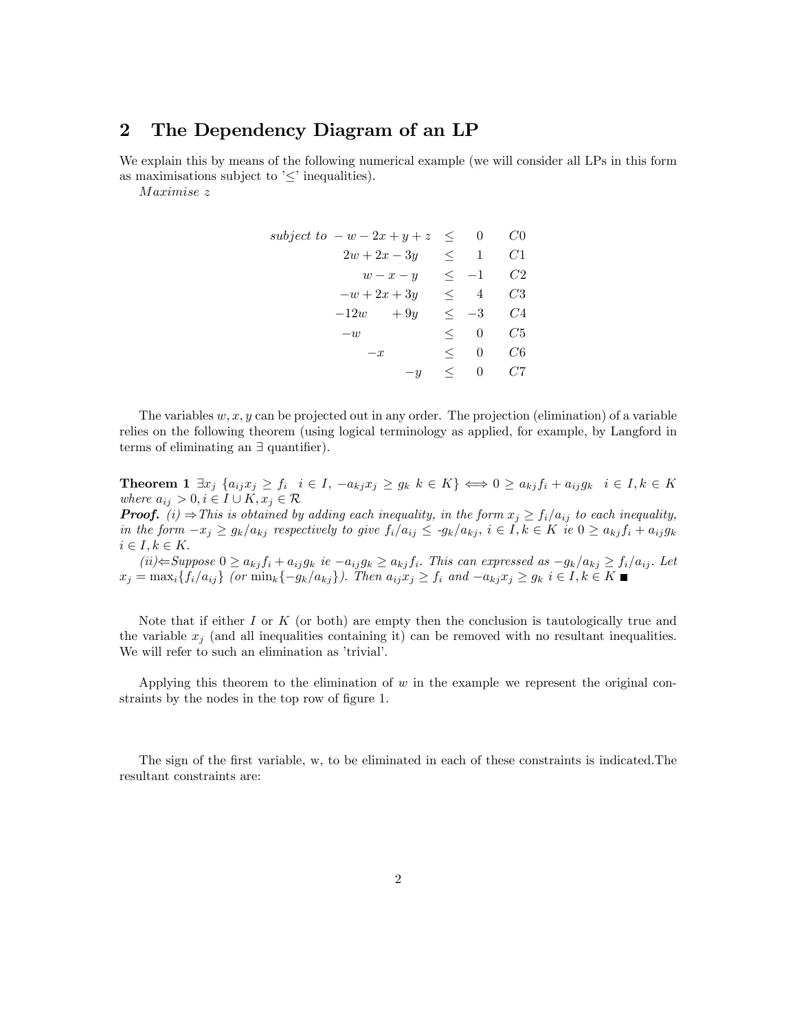## 2 The Dependency Diagram of an LP

We explain this by means of the following numerical example (we will consider all LPs in this form as maximisations subject to '$\leq$' inequalities).

*Maximise* $z$

$$
\begin{array}{rrlr}
\textit{subject to} & -w - 2x + y + z & \leq \ \ 0 & C0 \\
& 2w + 2x - 3y & \leq \ \ 1 & C1 \\
& w - x - y & \leq -1 & C2 \\
& -w + 2x + 3y & \leq \ \ 4 & C3 \\
& -12w \qquad + 9y & \leq -3 & C4 \\
& -w \qquad\qquad\quad & \leq \ \ 0 & C5 \\
& -x \qquad\quad & \leq \ \ 0 & C6 \\
& -y & \leq \ \ 0 & C7
\end{array}
$$

The variables $w, x, y$ can be projected out in any order. The projection (elimination) of a variable relies on the following theorem (using logical terminology as applied, for example, by Langford in terms of eliminating an $\exists$ quantifier).

**Theorem 1** *$\exists x_j \ \{a_{ij}x_j \geq f_i \ \ i \in I, \ -a_{kj}x_j \geq g_k \ k \in K\} \iff 0 \geq a_{kj}f_i + a_{ij}g_k \ \ i \in I, k \in K$ where $a_{ij} > 0, i \in I \cup K, x_j \in \mathcal{R}$*

***Proof.*** *(i) $\Rightarrow$ This is obtained by adding each inequality, in the form $x_j \geq f_i/a_{ij}$ to each inequality, in the form $-x_j \geq g_k/a_{kj}$ respectively to give $f_i/a_{ij} \leq$ -$g_k/a_{kj}$, $i \in I, k \in K$ ie $0 \geq a_{kj}f_i + a_{ij}g_k$ $i \in I, k \in K$.*

*(ii)$\Leftarrow$ Suppose $0 \geq a_{kj}f_i + a_{ij}g_k$ ie $-a_{ij}g_k \geq a_{kj}f_i$. This can expressed as $-g_k/a_{kj} \geq f_i/a_{ij}$. Let $x_j = \max_i\{f_i/a_{ij}\}$ (or $\min_k\{-g_k/a_{kj}\}$). Then $a_{ij}x_j \geq f_i$ and $-a_{kj}x_j \geq g_k$ $i \in I, k \in K$* ∎

Note that if either $I$ or $K$ (or both) are empty then the conclusion is tautologically true and the variable $x_j$ (and all inequalities containing it) can be removed with no resultant inequalities. We will refer to such an elimination as 'trivial'.

Applying this theorem to the elimination of $w$ in the example we represent the original constraints by the nodes in the top row of figure 1.

The sign of the first variable, w, to be eliminated in each of these constraints is indicated.The resultant constraints are: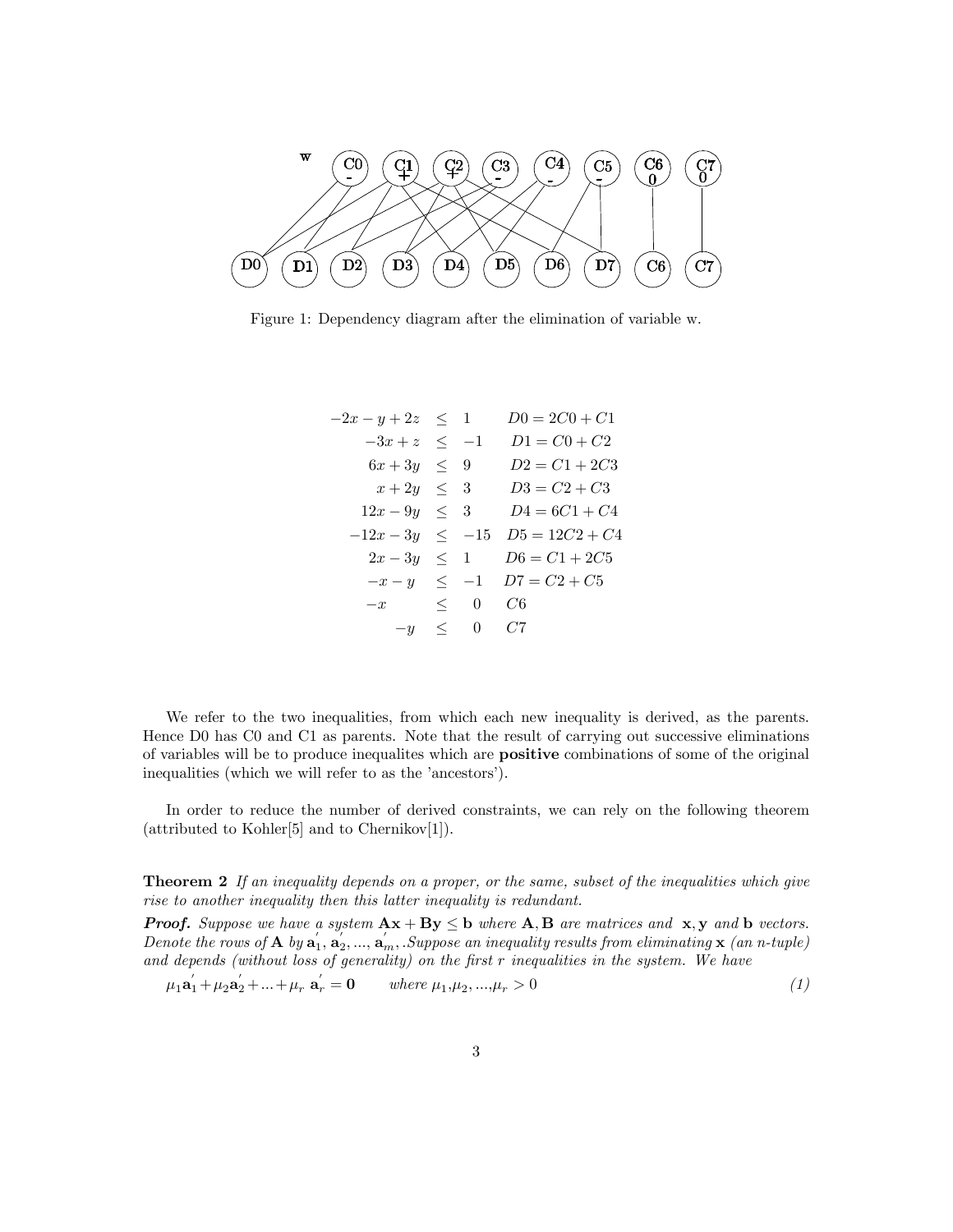Figure 1: Dependency diagram after the elimination of variable w.

$$
\begin{array}{rcll}
-2x - y + 2z & \leq & 1 & D0 = 2C0 + C1 \\
-3x + z & \leq & -1 & D1 = C0 + C2 \\
6x + 3y & \leq & 9 & D2 = C1 + 2C3 \\
x + 2y & \leq & 3 & D3 = C2 + C3 \\
12x - 9y & \leq & 3 & D4 = 6C1 + C4 \\
-12x - 3y & \leq & -15 & D5 = 12C2 + C4 \\
2x - 3y & \leq & 1 & D6 = C1 + 2C5 \\
-x - y & \leq & -1 & D7 = C2 + C5 \\
-x & \leq & 0 & C6 \\
-y & \leq & 0 & C7
\end{array}
$$

We refer to the two inequalities, from which each new inequality is derived, as the parents. Hence D0 has C0 and C1 as parents. Note that the result of carrying out successive eliminations of variables will be to produce inequalites which are **positive** combinations of some of the original inequalities (which we will refer to as the 'ancestors').

In order to reduce the number of derived constraints, we can rely on the following theorem (attributed to Kohler[5] and to Chernikov[1]).

**Theorem 2** *If an inequality depends on a proper, or the same, subset of the inequalities which give rise to another inequality then this latter inequality is redundant.*

***Proof.*** *Suppose we have a system* $\mathbf{A}\mathbf{x} + \mathbf{B}\mathbf{y} \leq \mathbf{b}$ *where* $\mathbf{A}, \mathbf{B}$ *are matrices and* $\mathbf{x}, \mathbf{y}$ *and* $\mathbf{b}$ *vectors. Denote the rows of* $\mathbf{A}$ *by* $\mathbf{a}_1^{'}, \mathbf{a}_2^{'}, ..., \mathbf{a}_m^{'}$*, .Suppose an inequality results from eliminating* $\mathbf{x}$ *(an n-tuple) and depends (without loss of generality) on the first r inequalities in the system. We have*

$$\mu_1\mathbf{a}_1^{'} + \mu_2\mathbf{a}_2^{'} + ... + \mu_r\ \mathbf{a}_r^{'} = \mathbf{0} \qquad \text{where } \mu_1, \mu_2, ..., \mu_r > 0 \qquad (1)$$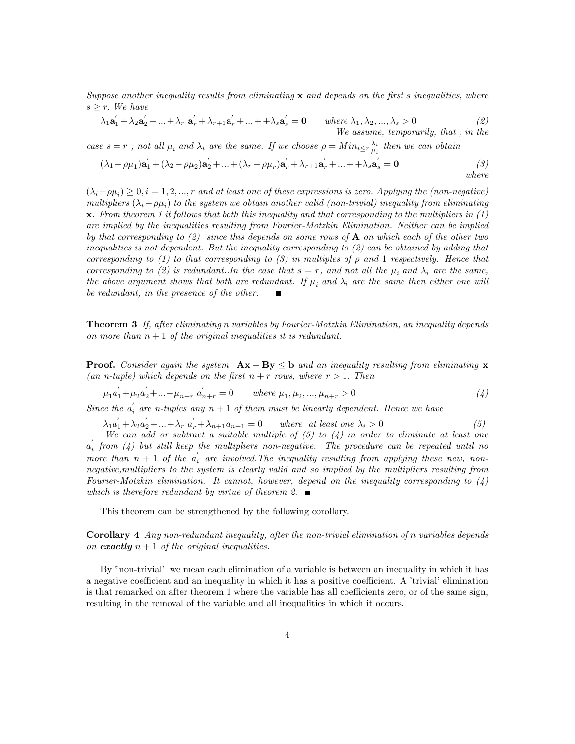*Suppose another inequality results from eliminating* $\mathbf{x}$ *and depends on the first s inequalities, where* $s \geq r$. *We have*

$$\lambda_1 \mathbf{a}_1^{'} + \lambda_2 \mathbf{a}_2^{'} + ... + \lambda_r \ \mathbf{a}_r^{'} + \lambda_{r+1} \mathbf{a}_r^{'} + ... + + \lambda_s \mathbf{a}_s^{'} = \mathbf{0} \qquad \text{where } \lambda_1, \lambda_2, ..., \lambda_s > 0 \tag{2}$$

*We assume, temporarily, that , in the case* $s = r$ *, not all* $\mu_i$ *and* $\lambda_i$ *are the same. If we choose* $\rho = Min_{i \leq r} \frac{\lambda_i}{\mu_i}$ *then we can obtain*

$$(\lambda_1 - \rho\mu_1)\mathbf{a}_1^{'} + (\lambda_2 - \rho\mu_2)\mathbf{a}_2^{'} + ... + (\lambda_r - \rho\mu_r)\mathbf{a}_r^{'} + \lambda_{r+1}\mathbf{a}_r^{'} + ... + + \lambda_s \mathbf{a}_s^{'} = \mathbf{0} \tag{3}$$

*where*

$(\lambda_i - \rho\mu_i) \geq 0, i = 1, 2, ..., r$ *and at least one of these expressions is zero. Applying the (non-negative) multipliers* $(\lambda_i - \rho\mu_i)$ *to the system we obtain another valid (non-trivial) inequality from eliminating* $\mathbf{x}$. *From theorem 1 it follows that both this inequality and that corresponding to the multipliers in (1) are implied by the inequalities resulting from Fourier-Motzkin Elimination. Neither can be implied by that corresponding to (2) since this depends on some rows of* $\mathbf{A}$ *on which each of the other two inequalities is not dependent. But the inequality corresponding to (2) can be obtained by adding that corresponding to (1) to that corresponding to (3) in multiples of* $\rho$ *and 1 respectively. Hence that corresponding to (2) is redundant..In the case that* $s = r$*, and not all the* $\mu_i$ *and* $\lambda_i$ *are the same, the above argument shows that both are redundant. If* $\mu_i$ *and* $\lambda_i$ *are the same then either one will be redundant, in the presence of the other.* ∎

**Theorem 3** *If, after eliminating n variables by Fourier-Motzkin Elimination, an inequality depends on more than* $n + 1$ *of the original inequalities it is redundant.*

**Proof.** *Consider again the system* $\mathbf{Ax} + \mathbf{By} \leq \mathbf{b}$ *and an inequality resulting from eliminating* $\mathbf{x}$ *(an n-tuple) which depends on the first* $n + r$ *rows, where* $r > 1$*. Then*

$$\mu_1 a_1^{'} + \mu_2 a_2^{'} + ... + \mu_{n+r} \ a_{n+r}^{'} = 0 \qquad \text{where } \mu_1, \mu_2, ..., \mu_{n+r} > 0 \tag{4}$$

*Since the* $a_i^{'}$ *are n-tuples any* $n + 1$ *of them must be linearly dependent. Hence we have*

$$\lambda_1 a_1^{'} + \lambda_2 a_2^{'} + ... + \lambda_r \ a_r^{'} + \lambda_{n+1} a_{n+1} = 0 \qquad \text{where at least one } \lambda_i > 0 \tag{5}$$

*We can add or subtract a suitable multiple of (5) to (4) in order to eliminate at least one* $a_i^{'}$ *from (4) but still keep the multipliers non-negative. The procedure can be repeated until no more than* $n + 1$ *of the* $a_i^{'}$ *are involved.The inequality resulting from applying these new, non-negative,multipliers to the system is clearly valid and so implied by the multipliers resulting from Fourier-Motzkin elimination. It cannot, however, depend on the inequality corresponding to (4) which is therefore redundant by virtue of theorem 2.* ∎

This theorem can be strengthened by the following corollary.

**Corollary 4** *Any non-redundant inequality, after the non-trivial elimination of n variables depends on* ***exactly*** $n + 1$ *of the original inequalities.*

By "non-trivial' we mean each elimination of a variable is between an inequality in which it has a negative coefficient and an inequality in which it has a positive coefficient. A 'trivial' elimination is that remarked on after theorem 1 where the variable has all coefficients zero, or of the same sign, resulting in the removal of the variable and all inequalities in which it occurs.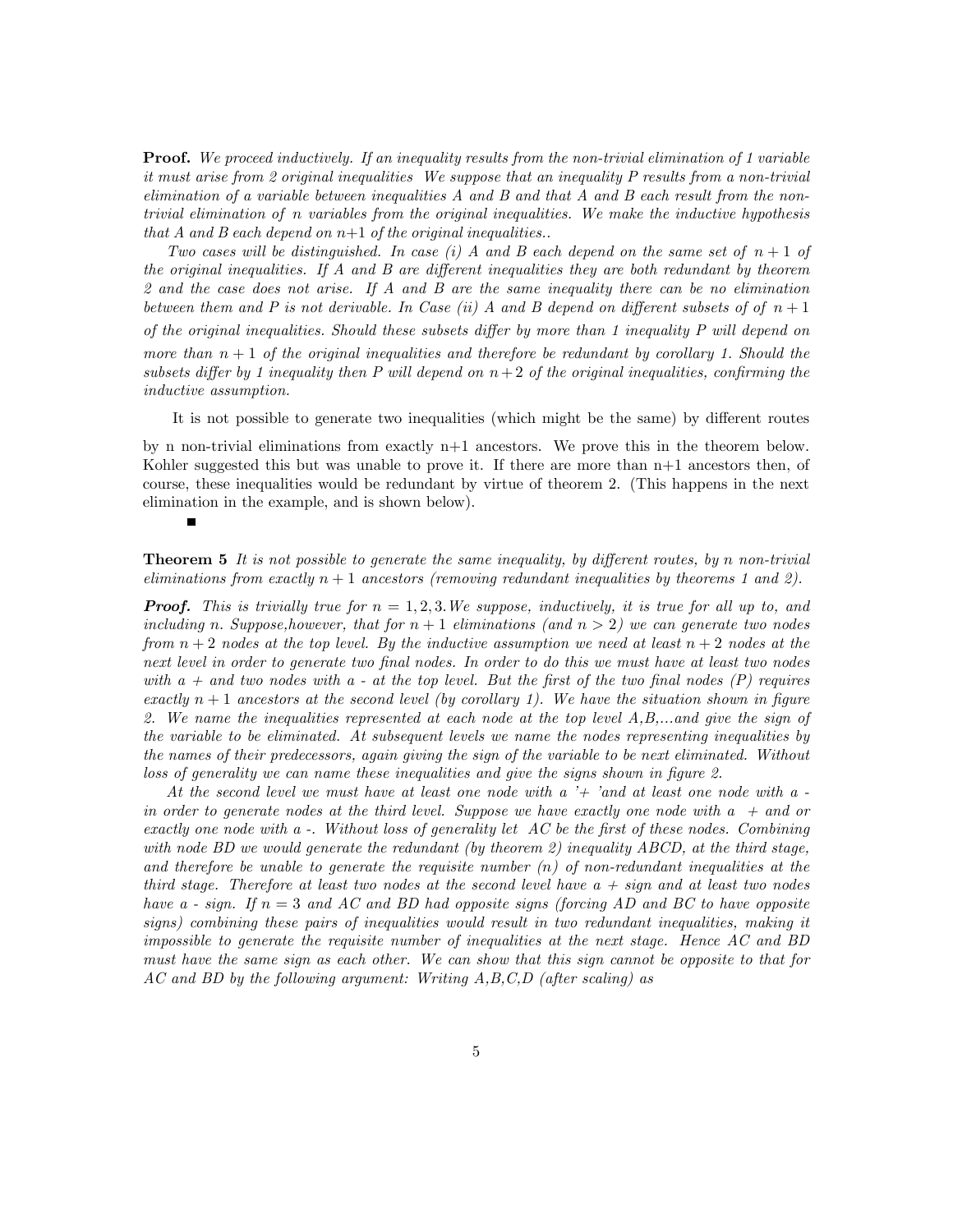**Proof.** *We proceed inductively. If an inequality results from the non-trivial elimination of 1 variable it must arise from 2 original inequalities We suppose that an inequality P results from a non-trivial elimination of a variable between inequalities A and B and that A and B each result from the non-trivial elimination of n variables from the original inequalities. We make the inductive hypothesis that A and B each depend on n+1 of the original inequalities..*

*Two cases will be distinguished. In case (i) A and B each depend on the same set of $n+1$ of the original inequalities. If A and B are different inequalities they are both redundant by theorem 2 and the case does not arise. If A and B are the same inequality there can be no elimination between them and P is not derivable. In Case (ii) A and B depend on different subsets of of $n+1$ of the original inequalities. Should these subsets differ by more than 1 inequality P will depend on more than $n+1$ of the original inequalities and therefore be redundant by corollary 1. Should the subsets differ by 1 inequality then P will depend on $n+2$ of the original inequalities, confirming the inductive assumption.*

It is not possible to generate two inequalities (which might be the same) by different routes by n non-trivial eliminations from exactly n+1 ancestors. We prove this in the theorem below. Kohler suggested this but was unable to prove it. If there are more than n+1 ancestors then, of course, these inequalities would be redundant by virtue of theorem 2. (This happens in the next elimination in the example, and is shown below).

∎

**Theorem 5** *It is not possible to generate the same inequality, by different routes, by n non-trivial eliminations from exactly $n+1$ ancestors (removing redundant inequalities by theorems 1 and 2).*

***Proof.*** *This is trivially true for $n = 1, 2, 3$. We suppose, inductively, it is true for all up to, and including n. Suppose,however, that for $n+1$ eliminations (and $n > 2$) we can generate two nodes from $n+2$ nodes at the top level. By the inductive assumption we need at least $n+2$ nodes at the next level in order to generate two final nodes. In order to do this we must have at least two nodes with a + and two nodes with a - at the top level. But the first of the two final nodes (P) requires exactly $n+1$ ancestors at the second level (by corollary 1). We have the situation shown in figure 2. We name the inequalities represented at each node at the top level A,B,...and give the sign of the variable to be eliminated. At subsequent levels we name the nodes representing inequalities by the names of their predecessors, again giving the sign of the variable to be next eliminated. Without loss of generality we can name these inequalities and give the signs shown in figure 2.*

*At the second level we must have at least one node with a '+ 'and at least one node with a - in order to generate nodes at the third level. Suppose we have exactly one node with a + and or exactly one node with a -. Without loss of generality let AC be the first of these nodes. Combining with node BD we would generate the redundant (by theorem 2) inequality ABCD, at the third stage, and therefore be unable to generate the requisite number (n) of non-redundant inequalities at the third stage. Therefore at least two nodes at the second level have a + sign and at least two nodes have a - sign. If $n = 3$ and AC and BD had opposite signs (forcing AD and BC to have opposite signs) combining these pairs of inequalities would result in two redundant inequalities, making it impossible to generate the requisite number of inequalities at the next stage. Hence AC and BD must have the same sign as each other. We can show that this sign cannot be opposite to that for AC and BD by the following argument: Writing A,B,C,D (after scaling) as*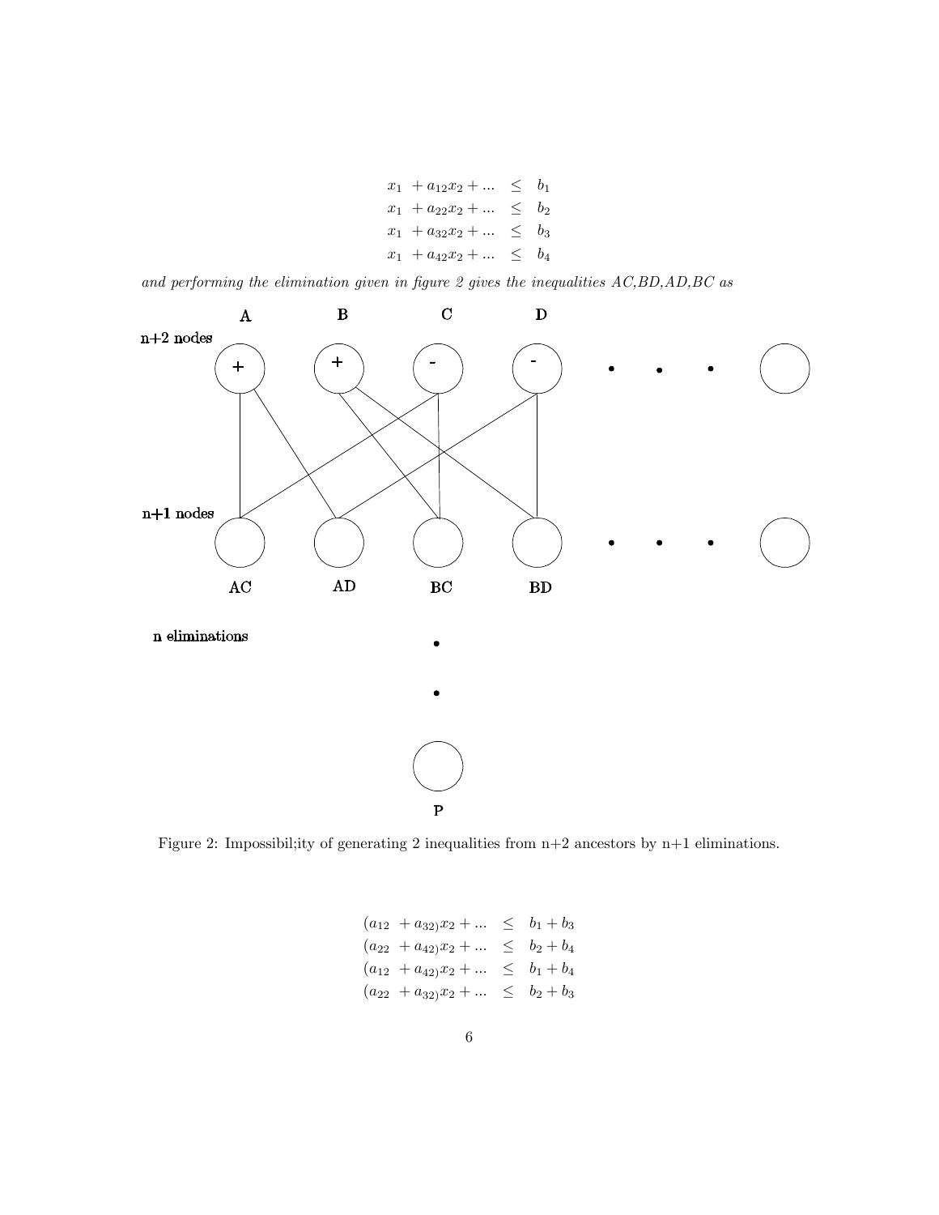$$
\begin{aligned}
x_1 \; + a_{12}x_2 + ... \quad &\leq \quad b_1 \\
x_1 \; + a_{22}x_2 + ... \quad &\leq \quad b_2 \\
x_1 \; + a_{32}x_2 + ... \quad &\leq \quad b_3 \\
x_1 \; + a_{42}x_2 + ... \quad &\leq \quad b_4
\end{aligned}
$$

*and performing the elimination given in figure 2 gives the inequalities AC,BD,AD,BC as*

Figure 2: Impossibil;ity of generating 2 inequalities from n+2 ancestors by n+1 eliminations.

$$
\begin{aligned}
(a_{12} \; + a_{32})x_2 + ... \quad &\leq \quad b_1 + b_3 \\
(a_{22} \; + a_{42})x_2 + ... \quad &\leq \quad b_2 + b_4 \\
(a_{12} \; + a_{42})x_2 + ... \quad &\leq \quad b_1 + b_4 \\
(a_{22} \; + a_{32})x_2 + ... \quad &\leq \quad b_2 + b_3
\end{aligned}
$$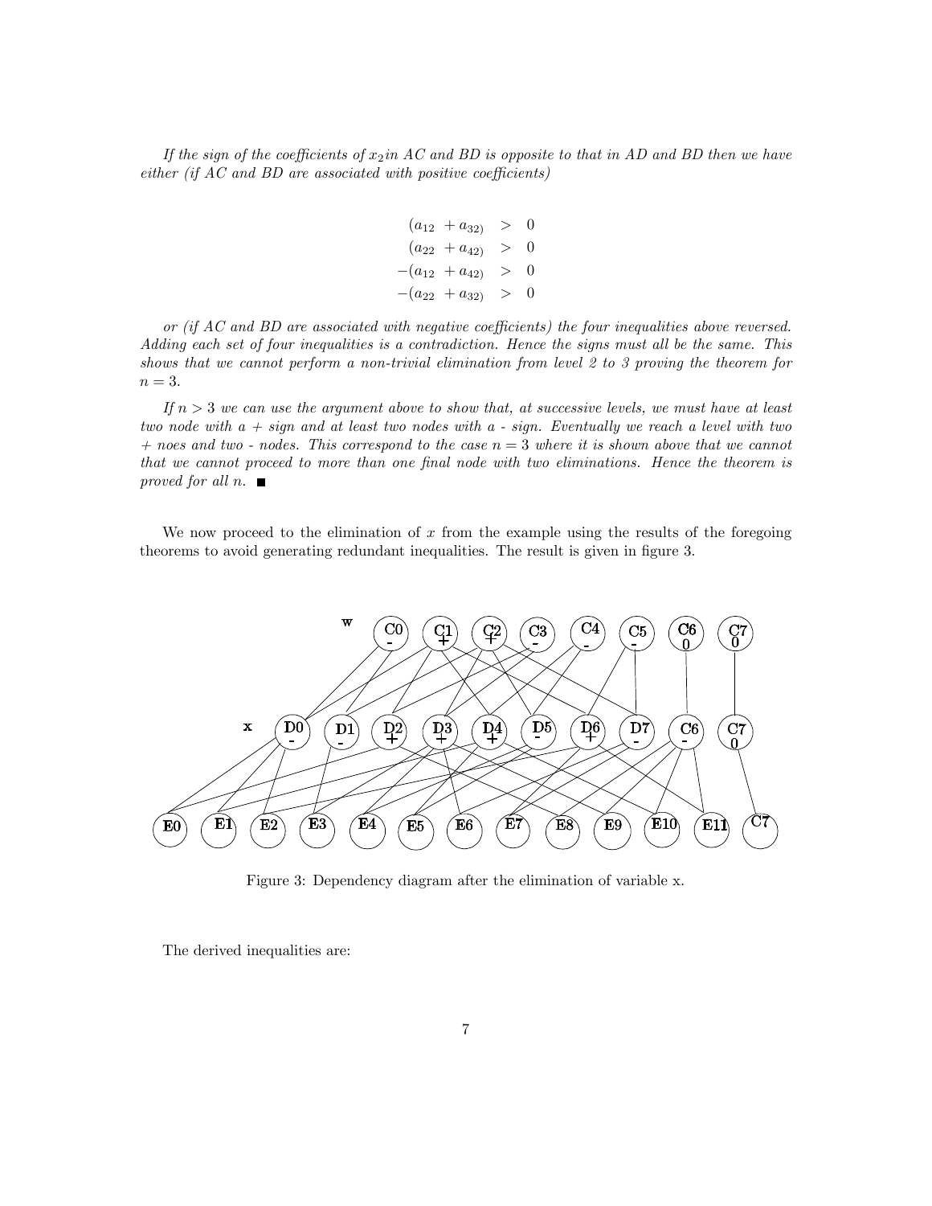*If the sign of the coefficients of $x_2$ in AC and BD is opposite to that in AD and BD then we have either (if AC and BD are associated with positive coefficients)*

$$
\begin{aligned}
(a_{12} \; + a_{32)} &> 0 \\
(a_{22} \; + a_{42)} &> 0 \\
-(a_{12} \; + a_{42)} &> 0 \\
-(a_{22} \; + a_{32)} &> 0
\end{aligned}
$$

*or (if AC and BD are associated with negative coefficients) the four inequalities above reversed. Adding each set of four inequalities is a contradiction. Hence the signs must all be the same. This shows that we cannot perform a non-trivial elimination from level 2 to 3 proving the theorem for $n = 3$.*

*If $n > 3$ we can use the argument above to show that, at successive levels, we must have at least two node with a + sign and at least two nodes with a - sign. Eventually we reach a level with two + noes and two - nodes. This correspond to the case n = 3 where it is shown above that we cannot that we cannot proceed to more than one final node with two eliminations. Hence the theorem is proved for all n.* ■

We now proceed to the elimination of $x$ from the example using the results of the foregoing theorems to avoid generating redundant inequalities. The result is given in figure 3.

Figure 3: Dependency diagram after the elimination of variable x.

The derived inequalities are: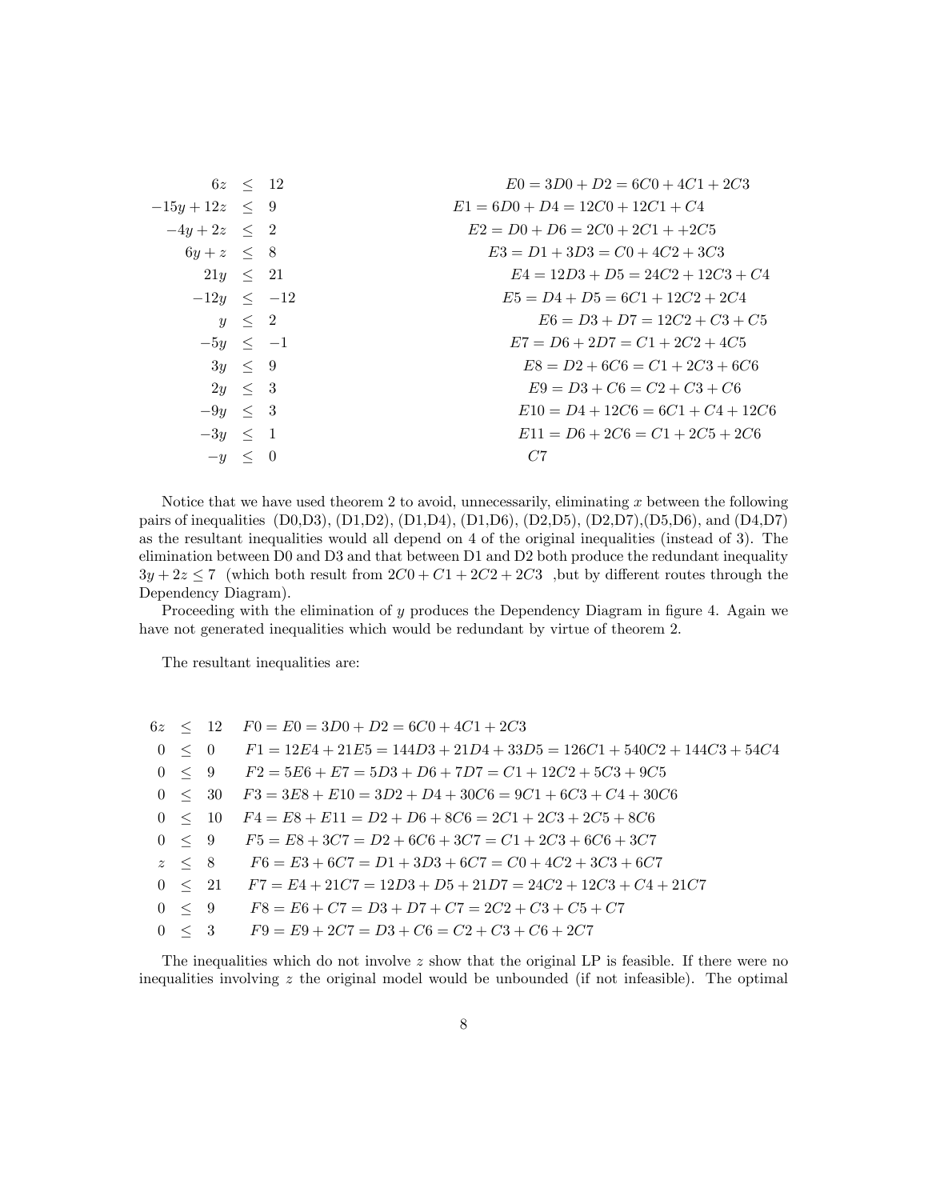$$
\begin{array}{rcll}
6z & \leq & 12 & E0 = 3D0 + D2 = 6C0 + 4C1 + 2C3 \\
-15y + 12z & \leq & 9 & E1 = 6D0 + D4 = 12C0 + 12C1 + C4 \\
-4y + 2z & \leq & 2 & E2 = D0 + D6 = 2C0 + 2C1 + +2C5 \\
6y + z & \leq & 8 & E3 = D1 + 3D3 = C0 + 4C2 + 3C3 \\
21y & \leq & 21 & E4 = 12D3 + D5 = 24C2 + 12C3 + C4 \\
-12y & \leq & -12 & E5 = D4 + D5 = 6C1 + 12C2 + 2C4 \\
y & \leq & 2 & E6 = D3 + D7 = 12C2 + C3 + C5 \\
-5y & \leq & -1 & E7 = D6 + 2D7 = C1 + 2C2 + 4C5 \\
3y & \leq & 9 & E8 = D2 + 6C6 = C1 + 2C3 + 6C6 \\
2y & \leq & 3 & E9 = D3 + C6 = C2 + C3 + C6 \\
-9y & \leq & 3 & E10 = D4 + 12C6 = 6C1 + C4 + 12C6 \\
-3y & \leq & 1 & E11 = D6 + 2C6 = C1 + 2C5 + 2C6 \\
-y & \leq & 0 & C7
\end{array}
$$

Notice that we have used theorem 2 to avoid, unnecessarily, eliminating $x$ between the following pairs of inequalities (D0,D3), (D1,D2), (D1,D4), (D1,D6), (D2,D5), (D2,D7),(D5,D6), and (D4,D7) as the resultant inequalities would all depend on 4 of the original inequalities (instead of 3). The elimination between D0 and D3 and that between D1 and D2 both produce the redundant inequality $3y + 2z \leq 7$ (which both result from $2C0 + C1 + 2C2 + 2C3$ ,but by different routes through the Dependency Diagram).

Proceeding with the elimination of $y$ produces the Dependency Diagram in figure 4. Again we have not generated inequalities which would be redundant by virtue of theorem 2.

The resultant inequalities are:

$$
\begin{array}{rcll}
6z & \leq & 12 & F0 = E0 = 3D0 + D2 = 6C0 + 4C1 + 2C3 \\
0 & \leq & 0 & F1 = 12E4 + 21E5 = 144D3 + 21D4 + 33D5 = 126C1 + 540C2 + 144C3 + 54C4 \\
0 & \leq & 9 & F2 = 5E6 + E7 = 5D3 + D6 + 7D7 = C1 + 12C2 + 5C3 + 9C5 \\
0 & \leq & 30 & F3 = 3E8 + E10 = 3D2 + D4 + 30C6 = 9C1 + 6C3 + C4 + 30C6 \\
0 & \leq & 10 & F4 = E8 + E11 = D2 + D6 + 8C6 = 2C1 + 2C3 + 2C5 + 8C6 \\
0 & \leq & 9 & F5 = E8 + 3C7 = D2 + 6C6 + 3C7 = C1 + 2C3 + 6C6 + 3C7 \\
z & \leq & 8 & F6 = E3 + 6C7 = D1 + 3D3 + 6C7 = C0 + 4C2 + 3C3 + 6C7 \\
0 & \leq & 21 & F7 = E4 + 21C7 = 12D3 + D5 + 21D7 = 24C2 + 12C3 + C4 + 21C7 \\
0 & \leq & 9 & F8 = E6 + C7 = D3 + D7 + C7 = 2C2 + C3 + C5 + C7 \\
0 & \leq & 3 & F9 = E9 + 2C7 = D3 + C6 = C2 + C3 + C6 + 2C7
\end{array}
$$

The inequalities which do not involve $z$ show that the original LP is feasible. If there were no inequalities involving $z$ the original model would be unbounded (if not infeasible). The optimal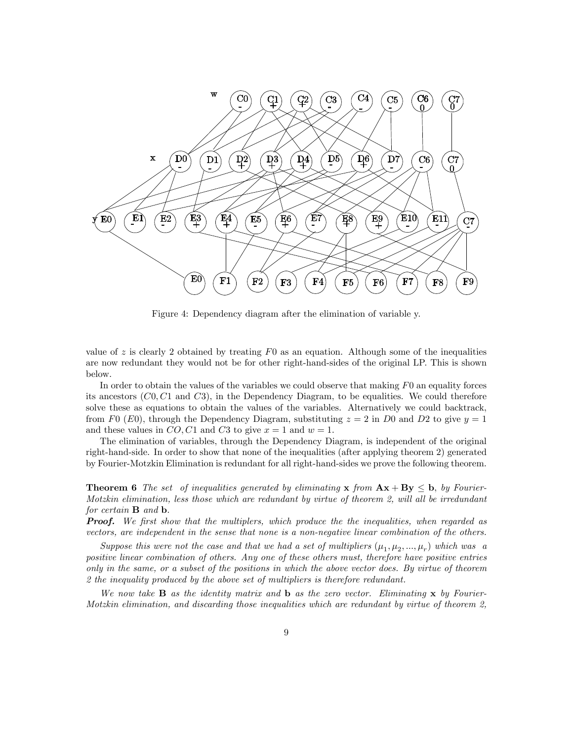Figure 4: Dependency diagram after the elimination of variable y.

value of $z$ is clearly 2 obtained by treating $F0$ as an equation. Although some of the inequalities are now redundant they would not be for other right-hand-sides of the original LP. This is shown below.

In order to obtain the values of the variables we could observe that making $F0$ an equality forces its ancestors ($C0, C1$ and $C3$), in the Dependency Diagram, to be equalities. We could therefore solve these as equations to obtain the values of the variables. Alternatively we could backtrack, from $F0$ ($E0$), through the Dependency Diagram, substituting $z = 2$ in $D0$ and $D2$ to give $y = 1$ and these values in $CO, C1$ and $C3$ to give $x = 1$ and $w = 1$.

The elimination of variables, through the Dependency Diagram, is independent of the original right-hand-side. In order to show that none of the inequalities (after applying theorem 2) generated by Fourier-Motzkin Elimination is redundant for all right-hand-sides we prove the following theorem.

**Theorem 6** *The set of inequalities generated by eliminating* $\mathbf{x}$ *from* $\mathbf{Ax} + \mathbf{By} \leq \mathbf{b}$*, by Fourier-Motzkin elimination, less those which are redundant by virtue of theorem 2, will all be irredundant for certain* $\mathbf{B}$ *and* $\mathbf{b}$.

***Proof.*** *We first show that the multiplers, which produce the the inequalities, when regarded as vectors, are independent in the sense that none is a non-negative linear combination of the others.*

*Suppose this were not the case and that we had a set of multipliers* $(\mu_1, \mu_2, ..., \mu_r)$ *which was a positive linear combination of others. Any one of these others must, therefore have positive entries only in the same, or a subset of the positions in which the above vector does. By virtue of theorem 2 the inequality produced by the above set of multipliers is therefore redundant.*

*We now take* $\mathbf{B}$ *as the identity matrix and* $\mathbf{b}$ *as the zero vector. Eliminating* $\mathbf{x}$ *by Fourier-Motzkin elimination, and discarding those inequalities which are redundant by virtue of theorem 2,*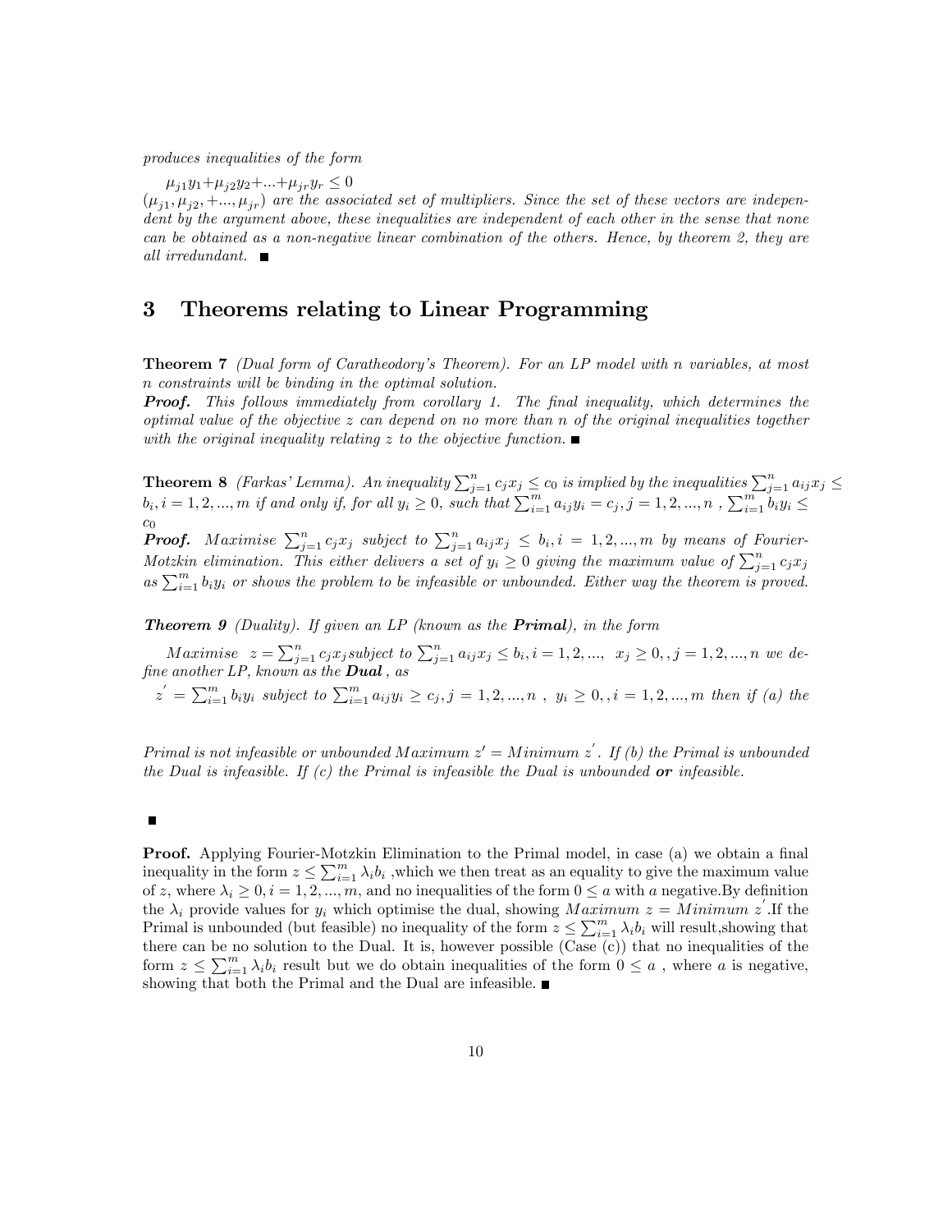*produces inequalities of the form*

$\mu_{j1}y_1+\mu_{j2}y_2+...+\mu_{jr}y_r \leq 0$

$(\mu_{j1}, \mu_{j2}, +..., \mu_{jr})$ *are the associated set of multipliers. Since the set of these vectors are independent by the argument above, these inequalities are independent of each other in the sense that none can be obtained as a non-negative linear combination of the others. Hence, by theorem 2, they are all irredundant.* ∎

## 3 Theorems relating to Linear Programming

**Theorem 7** *(Dual form of Caratheodory's Theorem). For an LP model with n variables, at most n constraints will be binding in the optimal solution.*

***Proof.*** *This follows immediately from corollary 1. The final inequality, which determines the optimal value of the objective z can depend on no more than n of the original inequalities together with the original inequality relating z to the objective function.* ∎

**Theorem 8** *(Farkas' Lemma). An inequality $\sum_{j=1}^{n} c_j x_j \leq c_0$ is implied by the inequalities $\sum_{j=1}^{n} a_{ij} x_j \leq b_i, i = 1, 2, ..., m$ if and only if, for all $y_i \geq 0$, such that $\sum_{i=1}^{m} a_{ij} y_i = c_j, j = 1, 2, ..., n$ , $\sum_{i=1}^{m} b_i y_i \leq c_0$*

***Proof.*** *Maximise $\sum_{j=1}^{n} c_j x_j$ subject to $\sum_{j=1}^{n} a_{ij} x_j \leq b_i, i = 1, 2, ..., m$ by means of Fourier-Motzkin elimination. This either delivers a set of $y_i \geq 0$ giving the maximum value of $\sum_{j=1}^{n} c_j x_j$ as $\sum_{i=1}^{m} b_i y_i$ or shows the problem to be infeasible or unbounded. Either way the theorem is proved.*

***Theorem 9*** *(Duality). If given an LP (known as the **Primal**), in the form*

*Maximise $z = \sum_{j=1}^{n} c_j x_j$ subject to $\sum_{j=1}^{n} a_{ij} x_j \leq b_i, i = 1, 2, ...,$ $x_j \geq 0, , j = 1, 2, ..., n$ we define another LP, known as the **Dual** , as*

*$z^{'} = \sum_{i=1}^{m} b_i y_i$ subject to $\sum_{i=1}^{m} a_{ij} y_i \geq c_j, j = 1, 2, ..., n$ , $y_i \geq 0, , i = 1, 2, ..., m$ then if (a) the*

*Primal is not infeasible or unbounded $Maximum\ z' = Minimum\ z^{'}$. If (b) the Primal is unbounded the Dual is infeasible. If (c) the Primal is infeasible the Dual is unbounded **or** infeasible.*

∎

**Proof.** Applying Fourier-Motzkin Elimination to the Primal model, in case (a) we obtain a final inequality in the form $z \leq \sum_{i=1}^{m} \lambda_i b_i$ ,which we then treat as an equality to give the maximum value of $z$, where $\lambda_i \geq 0, i = 1, 2, ..., m$, and no inequalities of the form $0 \leq a$ with $a$ negative.By definition the $\lambda_i$ provide values for $y_i$ which optimise the dual, showing $Maximum\ z = Minimum\ z^{'}$.If the Primal is unbounded (but feasible) no inequality of the form $z \leq \sum_{i=1}^{m} \lambda_i b_i$ will result,showing that there can be no solution to the Dual. It is, however possible (Case (c)) that no inequalities of the form $z \leq \sum_{i=1}^{m} \lambda_i b_i$ result but we do obtain inequalities of the form $0 \leq a$ , where $a$ is negative, showing that both the Primal and the Dual are infeasible. ∎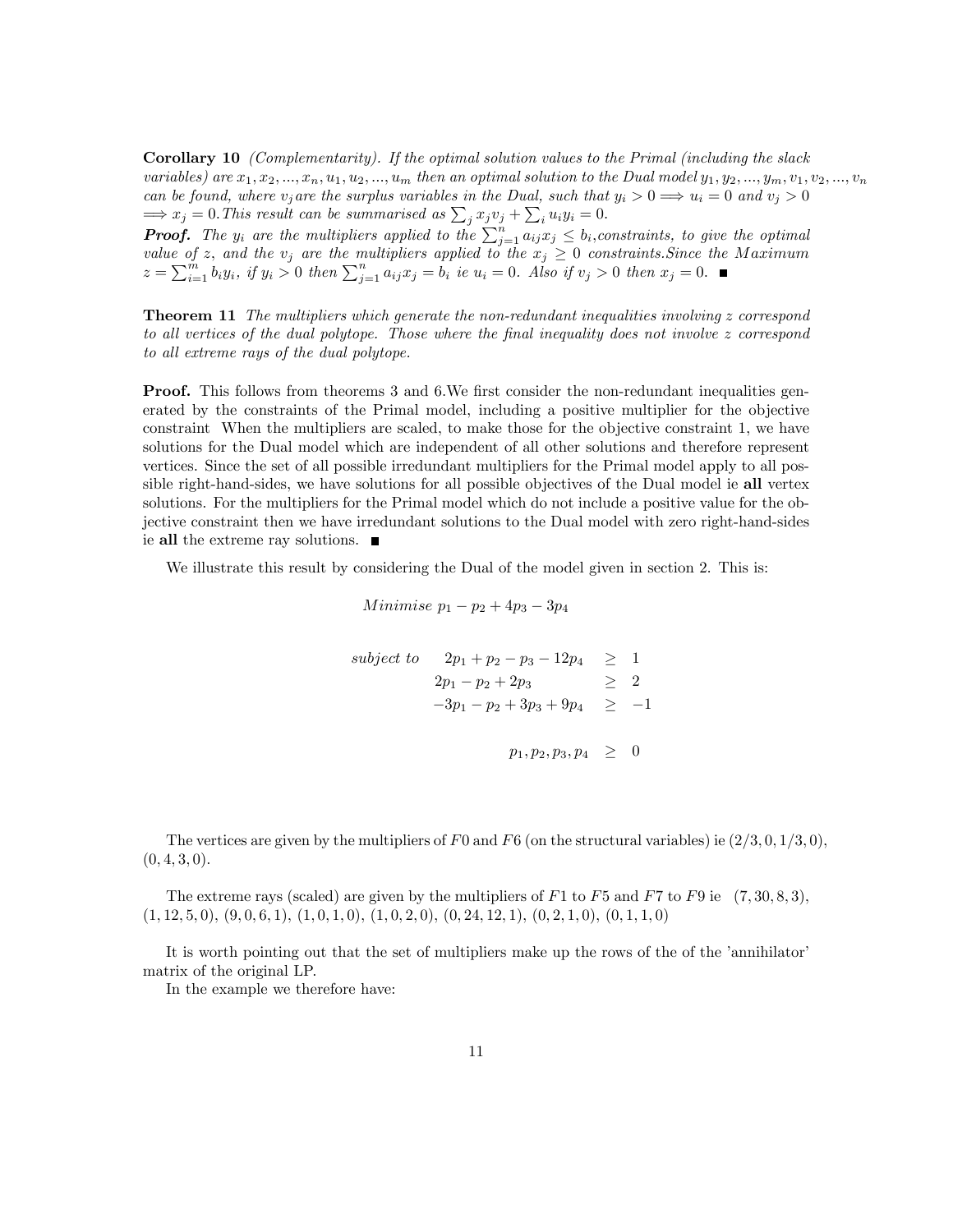**Corollary 10** *(Complementarity). If the optimal solution values to the Primal (including the slack variables) are $x_1, x_2, ..., x_n, u_1, u_2, ..., u_m$ then an optimal solution to the Dual model $y_1, y_2, ..., y_m, v_1, v_2, ..., v_n$ can be found, where $v_j$ are the surplus variables in the Dual, such that $y_i > 0 \Longrightarrow u_i = 0$ and $v_j > 0 \Longrightarrow x_j = 0$. This result can be summarised as $\sum_j x_j v_j + \sum_i u_i y_i = 0$.*

***Proof.*** *The $y_i$ are the multipliers applied to the $\sum_{j=1}^{n} a_{ij} x_j \leq b_i$, constraints, to give the optimal value of z, and the $v_j$ are the multipliers applied to the $x_j \geq 0$ constraints. Since the Maximum $z = \sum_{i=1}^{m} b_i y_i$, if $y_i > 0$ then $\sum_{j=1}^{n} a_{ij} x_j = b_i$ ie $u_i = 0$. Also if $v_j > 0$ then $x_j = 0$.* ∎

**Theorem 11** *The multipliers which generate the non-redundant inequalities involving z correspond to all vertices of the dual polytope. Those where the final inequality does not involve z correspond to all extreme rays of the dual polytope.*

**Proof.** This follows from theorems 3 and 6. We first consider the non-redundant inequalities generated by the constraints of the Primal model, including a positive multiplier for the objective constraint When the multipliers are scaled, to make those for the objective constraint 1, we have solutions for the Dual model which are independent of all other solutions and therefore represent vertices. Since the set of all possible irredundant multipliers for the Primal model apply to all possible right-hand-sides, we have solutions for all possible objectives of the Dual model ie **all** vertex solutions. For the multipliers for the Primal model which do not include a positive value for the objective constraint then we have irredundant solutions to the Dual model with zero right-hand-sides ie **all** the extreme ray solutions. ∎

We illustrate this result by considering the Dual of the model given in section 2. This is:

$$Minimise\ p_1 - p_2 + 4p_3 - 3p_4$$

$$\begin{array}{lrcl}
subject\ to & 2p_1 + p_2 - p_3 - 12p_4 & \geq & 1 \\
 & 2p_1 - p_2 + 2p_3 & \geq & 2 \\
 & -3p_1 - p_2 + 3p_3 + 9p_4 & \geq & -1 \\
 & & & \\
 & p_1, p_2, p_3, p_4 & \geq & 0
\end{array}$$

The vertices are given by the multipliers of $F0$ and $F6$ (on the structural variables) ie $(2/3, 0, 1/3, 0)$, $(0, 4, 3, 0)$.

The extreme rays (scaled) are given by the multipliers of $F1$ to $F5$ and $F7$ to $F9$ ie $(7, 30, 8, 3)$, $(1, 12, 5, 0)$, $(9, 0, 6, 1)$, $(1, 0, 1, 0)$, $(1, 0, 2, 0)$, $(0, 24, 12, 1)$, $(0, 2, 1, 0)$, $(0, 1, 1, 0)$

It is worth pointing out that the set of multipliers make up the rows of the of the 'annihilator' matrix of the original LP.

In the example we therefore have: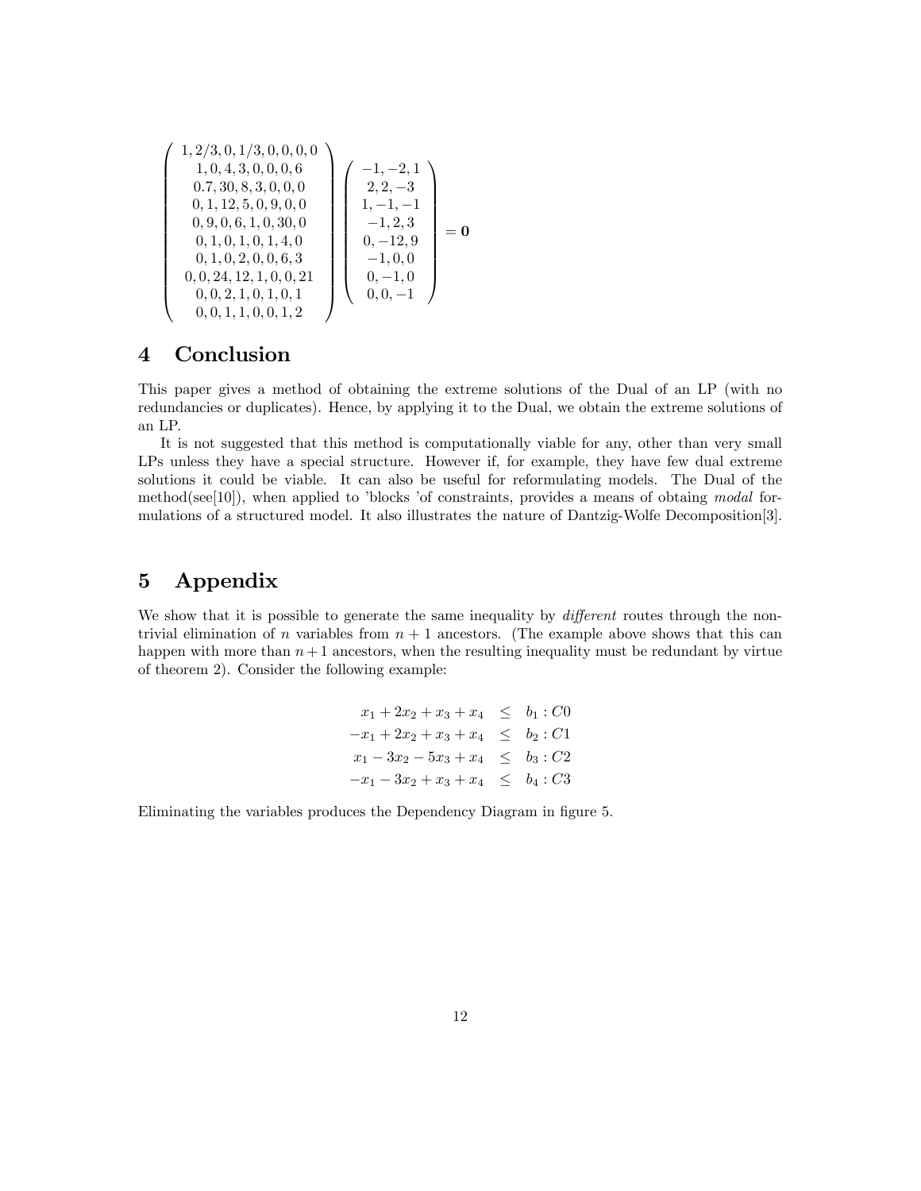$$
\begin{pmatrix}
1, 2/3, 0, 1/3, 0, 0, 0, 0 \\
1, 0, 4, 3, 0, 0, 0, 6 \\
0.7, 30, 8, 3, 0, 0, 0 \\
0, 1, 12, 5, 0, 9, 0, 0 \\
0, 9, 0, 6, 1, 0, 30, 0 \\
0, 1, 0, 1, 0, 1, 4, 0 \\
0, 1, 0, 2, 0, 0, 6, 3 \\
0, 0, 24, 12, 1, 0, 0, 21 \\
0, 0, 2, 1, 0, 1, 0, 1 \\
0, 0, 1, 1, 0, 0, 1, 2
\end{pmatrix}
\begin{pmatrix}
-1, -2, 1 \\
2, 2, -3 \\
1, -1, -1 \\
-1, 2, 3 \\
0, -12, 9 \\
-1, 0, 0 \\
0, -1, 0 \\
0, 0, -1
\end{pmatrix}
= \mathbf{0}
$$

# 4 Conclusion

This paper gives a method of obtaining the extreme solutions of the Dual of an LP (with no redundancies or duplicates). Hence, by applying it to the Dual, we obtain the extreme solutions of an LP.

It is not suggested that this method is computationally viable for any, other than very small LPs unless they have a special structure. However if, for example, they have few dual extreme solutions it could be viable. It can also be useful for reformulating models. The Dual of the method(see[10]), when applied to 'blocks 'of constraints, provides a means of obtaing *modal* formulations of a structured model. It also illustrates the nature of Dantzig-Wolfe Decomposition[3].

# 5 Appendix

We show that it is possible to generate the same inequality by *different* routes through the non-trivial elimination of $n$ variables from $n+1$ ancestors. (The example above shows that this can happen with more than $n+1$ ancestors, when the resulting inequality must be redundant by virtue of theorem 2). Consider the following example:

$$
\begin{aligned}
x_1 + 2x_2 + x_3 + x_4 &\leq b_1 : C0 \\
-x_1 + 2x_2 + x_3 + x_4 &\leq b_2 : C1 \\
x_1 - 3x_2 - 5x_3 + x_4 &\leq b_3 : C2 \\
-x_1 - 3x_2 + x_3 + x_4 &\leq b_4 : C3
\end{aligned}
$$

Eliminating the variables produces the Dependency Diagram in figure 5.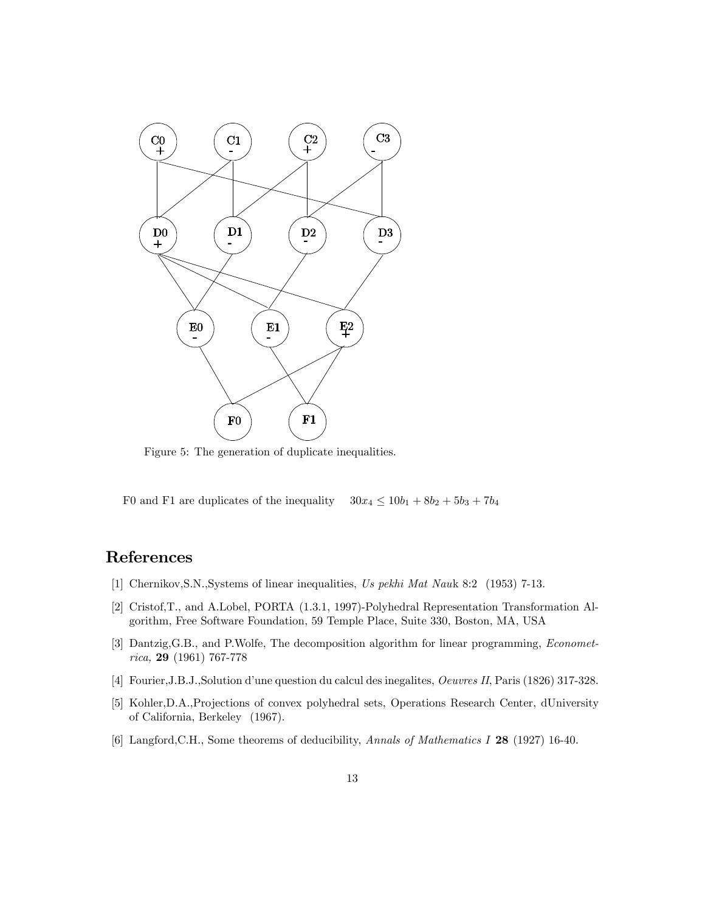Figure 5: The generation of duplicate inequalities.

F0 and F1 are duplicates of the inequality $30x_4 \leq 10b_1 + 8b_2 + 5b_3 + 7b_4$

# References

[1] Chernikov,S.N.,Systems of linear inequalities, *Us pekhi Mat Nau*k 8:2 (1953) 7-13.

[2] Cristof,T., and A.Lobel, PORTA (1.3.1, 1997)-Polyhedral Representation Transformation Algorithm, Free Software Foundation, 59 Temple Place, Suite 330, Boston, MA, USA

[3] Dantzig,G.B., and P.Wolfe, The decomposition algorithm for linear programming, *Econometrica,* **29** (1961) 767-778

[4] Fourier,J.B.J.,Solution d'une question du calcul des inegalites, *Oeuvres II*, Paris (1826) 317-328.

[5] Kohler,D.A.,Projections of convex polyhedral sets, Operations Research Center, dUniversity of California, Berkeley (1967).

[6] Langford,C.H., Some theorems of deducibility, *Annals of Mathematics I* **28** (1927) 16-40.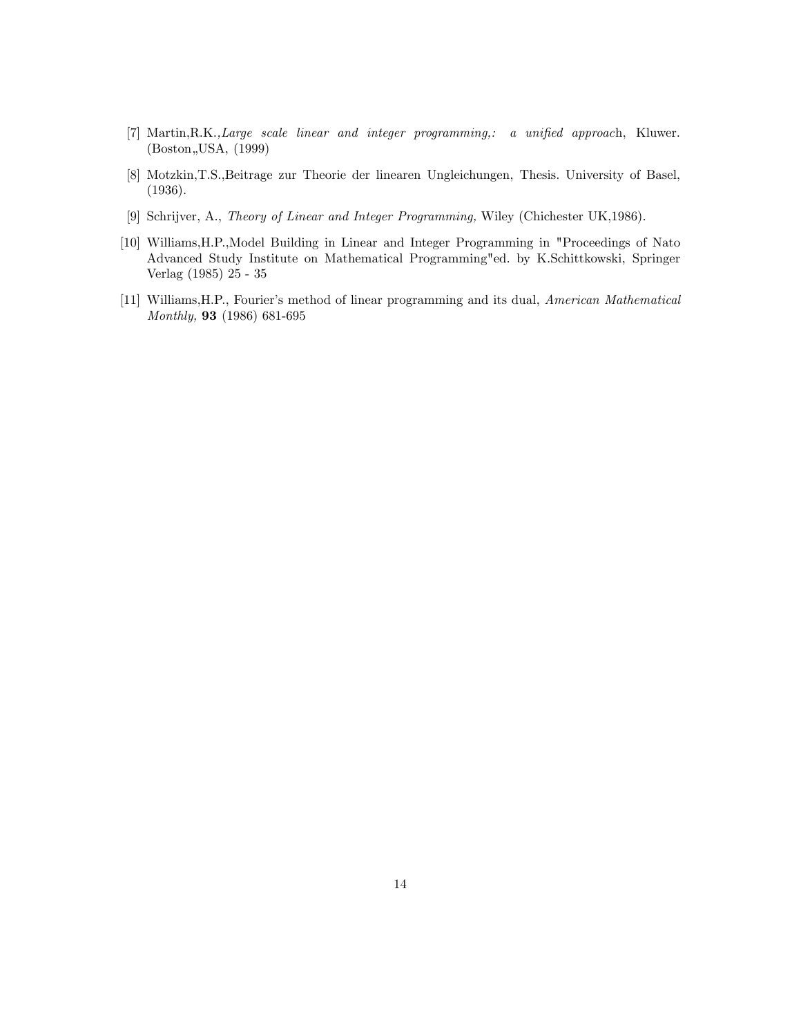[7] Martin,R.K.,*Large scale linear and integer programming,: a unified approac*h, Kluwer. (Boston,,USA, (1999)

[8] Motzkin,T.S.,Beitrage zur Theorie der linearen Ungleichungen, Thesis. University of Basel, (1936).

[9] Schrijver, A., *Theory of Linear and Integer Programming,* Wiley (Chichester UK,1986).

[10] Williams,H.P.,Model Building in Linear and Integer Programming in "Proceedings of Nato Advanced Study Institute on Mathematical Programming"ed. by K.Schittkowski, Springer Verlag (1985) 25 - 35

[11] Williams,H.P., Fourier's method of linear programming and its dual, *American Mathematical Monthly,* **93** (1986) 681-695